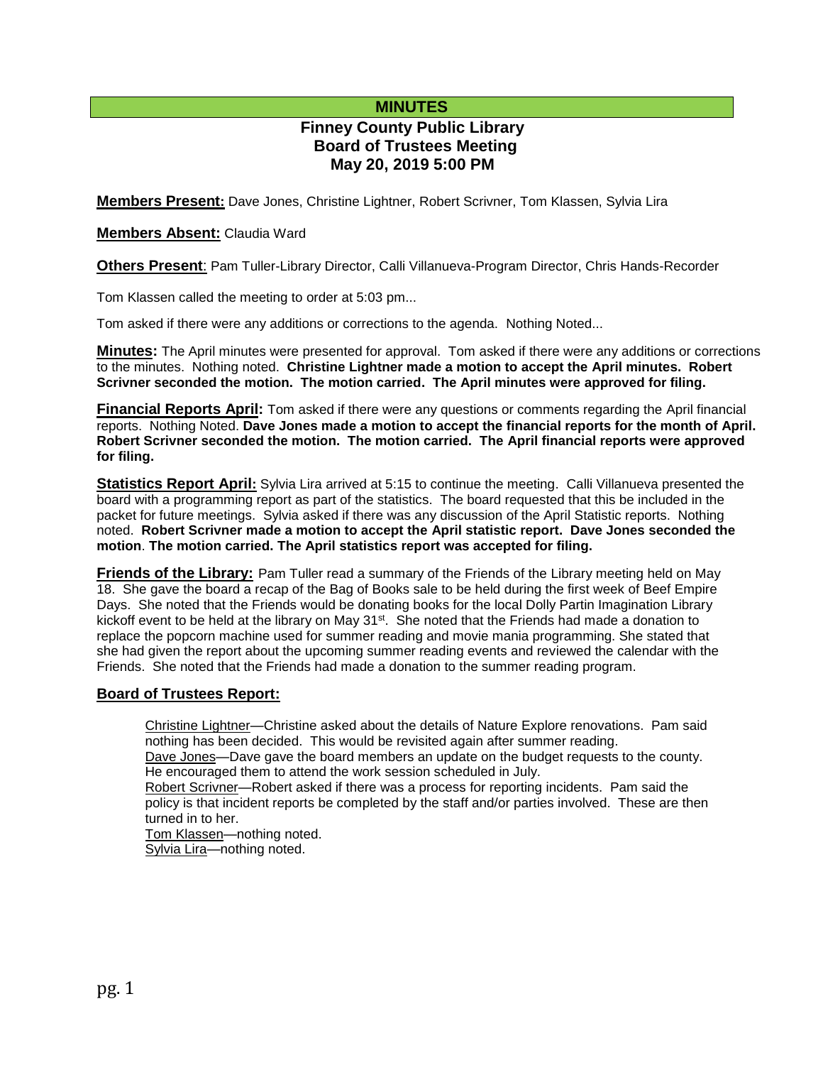# MINUTES

## Finney County Public Library Board of Trustees Meeting May 20, 2019 5:00 PM

**Members Present:** Dave Jones, Christine Lightner, Robert Scrivner, Tom Klassen, Sylvia Lira

**Members Absent:** Claudia Ward

**Others Present**: Pam Tuller-Library Director, Calli Villanueva-Program Director, Chris Hands-Recorder

Tom Klassen called the meeting to order at 5:03 pm...

Tom asked if there were any additions or corrections to the agenda. Nothing Noted...

**Minutes:** The April minutes were presented for approval. Tom asked if there were any additions or corrections to the minutes. Nothing noted. **Christine Lightner made a motion to accept the April minutes. Robert Scrivner seconded the motion. The motion carried. The April minutes were approved for filing.**

**Financial Reports April:** Tom asked if there were any questions or comments regarding the April financial reports. Nothing Noted. **Dave Jones made a motion to accept the financial reports for the month of April. Robert Scrivner seconded the motion. The motion carried. The April financial reports were approved for filing.**

**Statistics Report April:** Sylvia Lira arrived at 5:15 to continue the meeting. Calli Villanueva presented the board with a programming report as part of the statistics. The board requested that this be included in the packet for future meetings. Sylvia asked if there was any discussion of the April Statistic reports. Nothing noted. **Robert Scrivner made a motion to accept the April statistic report. Dave Jones seconded the motion. The motion carried. The April statistics report was accepted for filing.**

**Friends of the Library:** Pam Tuller read a summary of the Friends of the Library meeting held on May 18. She gave the board a recap of the Bag of Books sale to be held during the first week of Beef Empire Days. She noted that the Friends would be donating books for the local Dolly Partin Imagination Library kickoff event to be held at the library on May 31st. She noted that the Friends had made a donation to replace the popcorn machine used for summer reading and movie mania programming. She stated that she had given the report about the upcoming summer reading events and reviewed the calendar with the Friends. She noted that the Friends had made a donation to the summer reading program.

**Board of Trustees Report:**

Christine Lightner—Christine asked about the details of Nature Explore renovations. Pam said nothing has been decided. This would be revisited again after summer reading.

Dave Jones—Dave gave the board members an update on the budget requests to the county. He encouraged them to attend the work session scheduled in July.

Robert Scrivner—Robert asked if there was a process for reporting incidents. Pam said the policy is that incident reports be completed by the staff and/or parties involved. These are then turned in to her.

Tom Klassen—nothing noted.

Sylvia Lira—nothing noted.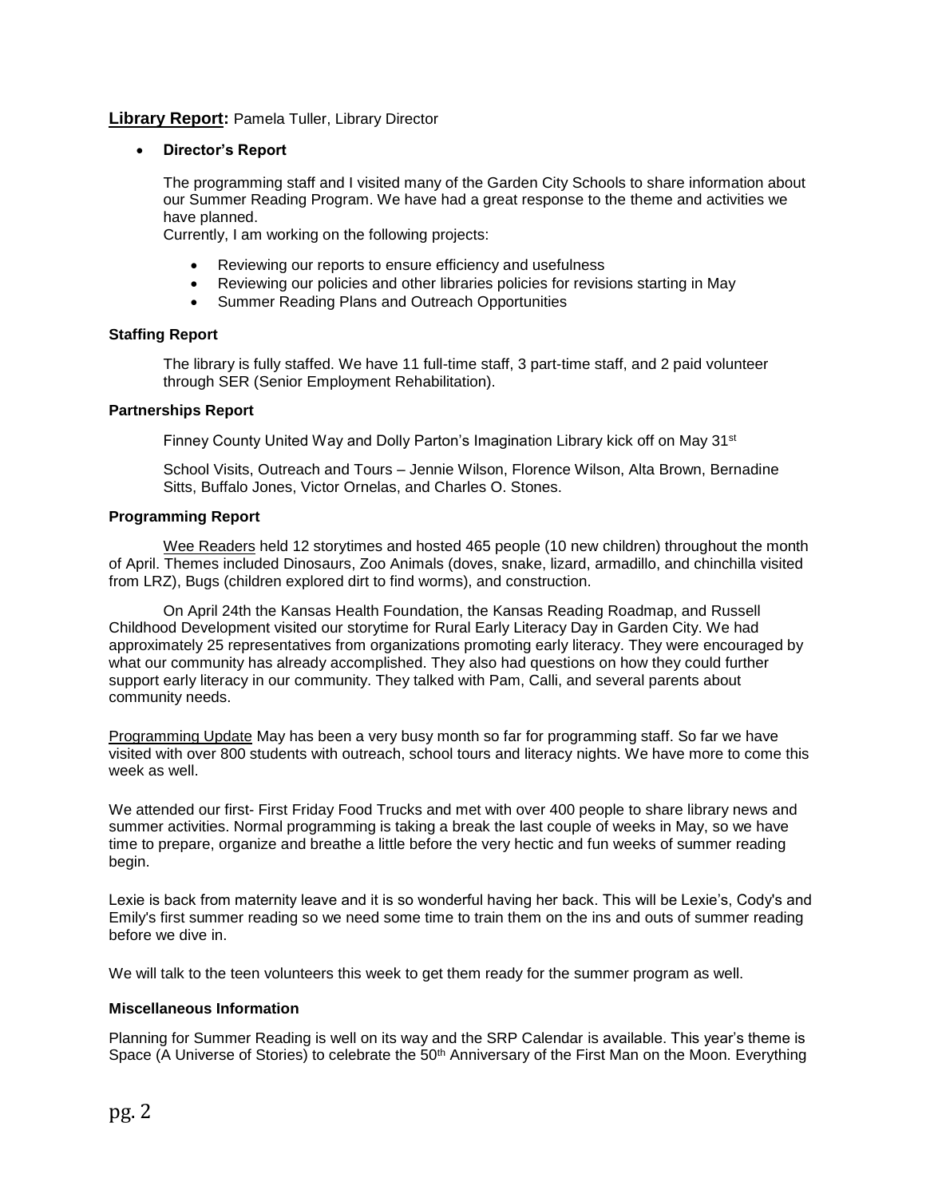**Library Report:** Pamela Tuller, Library Director

- **Director's Report**

  The programming staff and I visited many of the Garden City Schools to share information about our Summer Reading Program. We have had a great response to the theme and activities we have planned.
  Currently, I am working on the following projects:

  - Reviewing our reports to ensure efficiency and usefulness
  - Reviewing our policies and other libraries policies for revisions starting in May
  - Summer Reading Plans and Outreach Opportunities

**Staffing Report**

The library is fully staffed. We have 11 full-time staff, 3 part-time staff, and 2 paid volunteer through SER (Senior Employment Rehabilitation).

**Partnerships Report**

Finney County United Way and Dolly Parton's Imagination Library kick off on May 31st

School Visits, Outreach and Tours – Jennie Wilson, Florence Wilson, Alta Brown, Bernadine Sitts, Buffalo Jones, Victor Ornelas, and Charles O. Stones.

**Programming Report**

Wee Readers held 12 storytimes and hosted 465 people (10 new children) throughout the month of April. Themes included Dinosaurs, Zoo Animals (doves, snake, lizard, armadillo, and chinchilla visited from LRZ), Bugs (children explored dirt to find worms), and construction.

On April 24th the Kansas Health Foundation, the Kansas Reading Roadmap, and Russell Childhood Development visited our storytime for Rural Early Literacy Day in Garden City. We had approximately 25 representatives from organizations promoting early literacy. They were encouraged by what our community has already accomplished. They also had questions on how they could further support early literacy in our community. They talked with Pam, Calli, and several parents about community needs.

Programming Update May has been a very busy month so far for programming staff. So far we have visited with over 800 students with outreach, school tours and literacy nights. We have more to come this week as well.

We attended our first- First Friday Food Trucks and met with over 400 people to share library news and summer activities. Normal programming is taking a break the last couple of weeks in May, so we have time to prepare, organize and breathe a little before the very hectic and fun weeks of summer reading begin.

Lexie is back from maternity leave and it is so wonderful having her back. This will be Lexie's, Cody's and Emily's first summer reading so we need some time to train them on the ins and outs of summer reading before we dive in.

We will talk to the teen volunteers this week to get them ready for the summer program as well.

**Miscellaneous Information**

Planning for Summer Reading is well on its way and the SRP Calendar is available. This year's theme is Space (A Universe of Stories) to celebrate the 50th Anniversary of the First Man on the Moon. Everything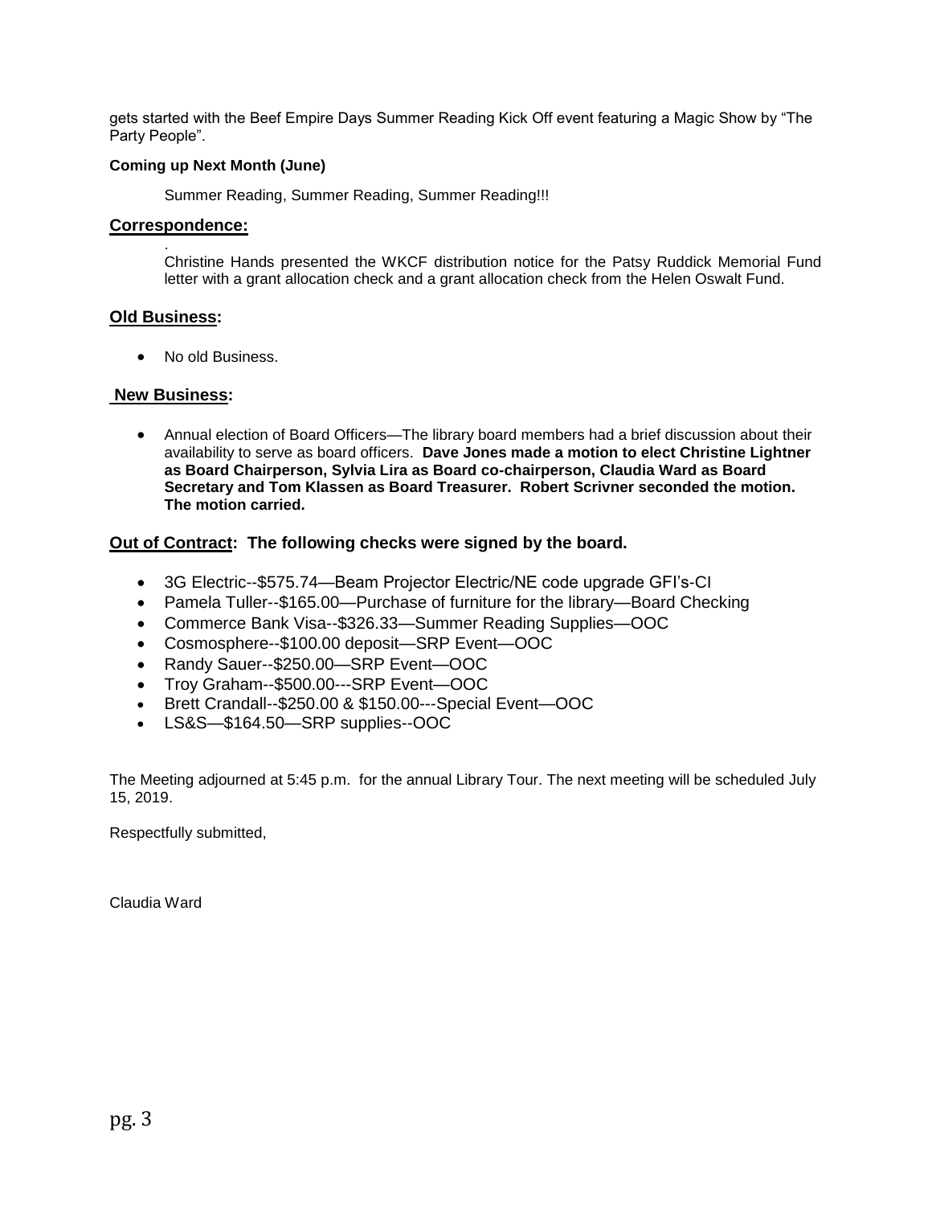gets started with the Beef Empire Days Summer Reading Kick Off event featuring a Magic Show by "The Party People".

**Coming up Next Month (June)**

Summer Reading, Summer Reading, Summer Reading!!!

## **Correspondence:**

.
Christine Hands presented the WKCF distribution notice for the Patsy Ruddick Memorial Fund letter with a grant allocation check and a grant allocation check from the Helen Oswalt Fund.

## **Old Business:**

- No old Business.

## **New Business:**

- Annual election of Board Officers—The library board members had a brief discussion about their availability to serve as board officers. **Dave Jones made a motion to elect Christine Lightner as Board Chairperson, Sylvia Lira as Board co-chairperson, Claudia Ward as Board Secretary and Tom Klassen as Board Treasurer. Robert Scrivner seconded the motion. The motion carried.**

## **Out of Contract: The following checks were signed by the board.**

- 3G Electric--$575.74—Beam Projector Electric/NE code upgrade GFI's-CI
- Pamela Tuller--$165.00—Purchase of furniture for the library—Board Checking
- Commerce Bank Visa--$326.33—Summer Reading Supplies—OOC
- Cosmosphere--$100.00 deposit—SRP Event—OOC
- Randy Sauer--$250.00—SRP Event—OOC
- Troy Graham--$500.00---SRP Event—OOC
- Brett Crandall--$250.00 & $150.00---Special Event—OOC
- LS&S—$164.50—SRP supplies--OOC

The Meeting adjourned at 5:45 p.m. for the annual Library Tour. The next meeting will be scheduled July 15, 2019.

Respectfully submitted,

Claudia Ward